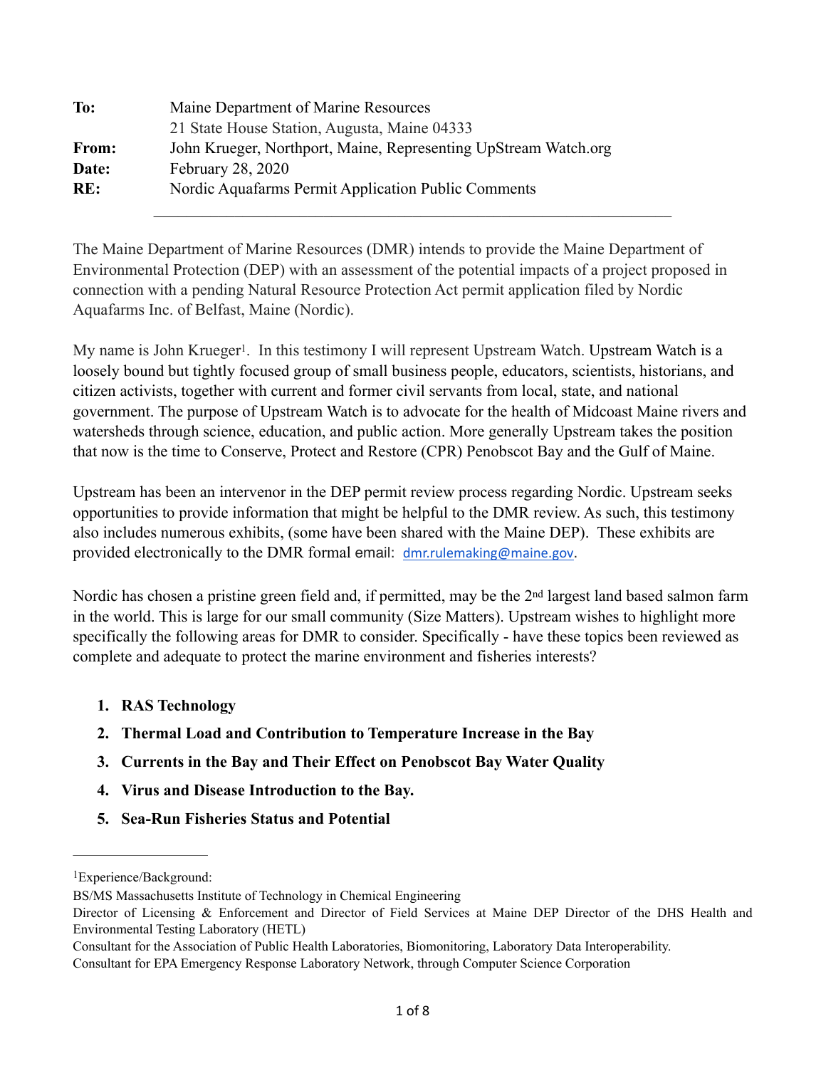| | |
|---|---|
| **To:** | Maine Department of Marine Resources |
| | 21 State House Station, Augusta, Maine 04333 |
| **From:** | John Krueger, Northport, Maine, Representing UpStream Watch.org |
| **Date:** | February 28, 2020 |
| **RE:** | Nordic Aquafarms Permit Application Public Comments |

---

The Maine Department of Marine Resources (DMR) intends to provide the Maine Department of Environmental Protection (DEP) with an assessment of the potential impacts of a project proposed in connection with a pending Natural Resource Protection Act permit application filed by Nordic Aquafarms Inc. of Belfast, Maine (Nordic).

My name is John Krueger[1]. In this testimony I will represent Upstream Watch. Upstream Watch is a loosely bound but tightly focused group of small business people, educators, scientists, historians, and citizen activists, together with current and former civil servants from local, state, and national government. The purpose of Upstream Watch is to advocate for the health of Midcoast Maine rivers and watersheds through science, education, and public action. More generally Upstream takes the position that now is the time to Conserve, Protect and Restore (CPR) Penobscot Bay and the Gulf of Maine.

Upstream has been an intervenor in the DEP permit review process regarding Nordic. Upstream seeks opportunities to provide information that might be helpful to the DMR review. As such, this testimony also includes numerous exhibits, (some have been shared with the Maine DEP). These exhibits are provided electronically to the DMR formal email: dmr.rulemaking@maine.gov.

Nordic has chosen a pristine green field and, if permitted, may be the 2nd largest land based salmon farm in the world. This is large for our small community (Size Matters). Upstream wishes to highlight more specifically the following areas for DMR to consider. Specifically - have these topics been reviewed as complete and adequate to protect the marine environment and fisheries interests?

1. **RAS Technology**
2. **Thermal Load and Contribution to Temperature Increase in the Bay**
3. **Currents in the Bay and Their Effect on Penobscot Bay Water Quality**
4. **Virus and Disease Introduction to the Bay.**
5. **Sea-Run Fisheries Status and Potential**

---

[1] Experience/Background:

BS/MS Massachusetts Institute of Technology in Chemical Engineering

Director of Licensing & Enforcement and Director of Field Services at Maine DEP Director of the DHS Health and Environmental Testing Laboratory (HETL)

Consultant for the Association of Public Health Laboratories, Biomonitoring, Laboratory Data Interoperability.

Consultant for EPA Emergency Response Laboratory Network, through Computer Science Corporation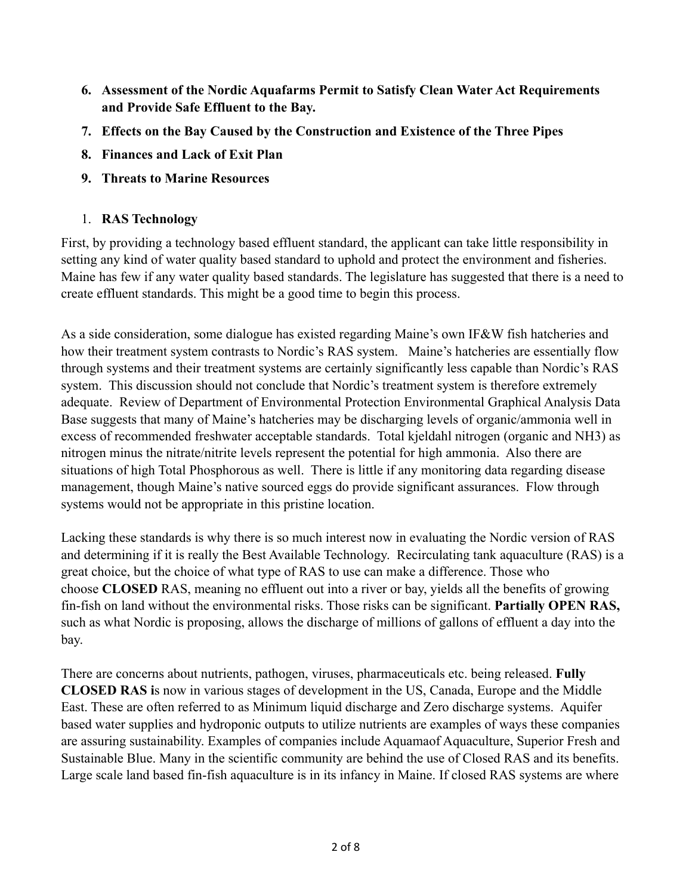6. **Assessment of the Nordic Aquafarms Permit to Satisfy Clean Water Act Requirements and Provide Safe Effluent to the Bay.**
7. **Effects on the Bay Caused by the Construction and Existence of the Three Pipes**
8. **Finances and Lack of Exit Plan**
9. **Threats to Marine Resources**

1. **RAS Technology**

First, by providing a technology based effluent standard, the applicant can take little responsibility in setting any kind of water quality based standard to uphold and protect the environment and fisheries. Maine has few if any water quality based standards. The legislature has suggested that there is a need to create effluent standards. This might be a good time to begin this process.

As a side consideration, some dialogue has existed regarding Maine's own IF&W fish hatcheries and how their treatment system contrasts to Nordic's RAS system. Maine's hatcheries are essentially flow through systems and their treatment systems are certainly significantly less capable than Nordic's RAS system. This discussion should not conclude that Nordic's treatment system is therefore extremely adequate. Review of Department of Environmental Protection Environmental Graphical Analysis Data Base suggests that many of Maine's hatcheries may be discharging levels of organic/ammonia well in excess of recommended freshwater acceptable standards. Total kjeldahl nitrogen (organic and $NH_3$) as nitrogen minus the nitrate/nitrite levels represent the potential for high ammonia. Also there are situations of high Total Phosphorous as well. There is little if any monitoring data regarding disease management, though Maine's native sourced eggs do provide significant assurances. Flow through systems would not be appropriate in this pristine location.

Lacking these standards is why there is so much interest now in evaluating the Nordic version of RAS and determining if it is really the Best Available Technology. Recirculating tank aquaculture (RAS) is a great choice, but the choice of what type of RAS to use can make a difference. Those who choose **CLOSED** RAS, meaning no effluent out into a river or bay, yields all the benefits of growing fin-fish on land without the environmental risks. Those risks can be significant. **Partially OPEN RAS,** such as what Nordic is proposing, allows the discharge of millions of gallons of effluent a day into the bay.

There are concerns about nutrients, pathogen, viruses, pharmaceuticals etc. being released. **Fully CLOSED RAS i**s now in various stages of development in the US, Canada, Europe and the Middle East. These are often referred to as Minimum liquid discharge and Zero discharge systems. Aquifer based water supplies and hydroponic outputs to utilize nutrients are examples of ways these companies are assuring sustainability. Examples of companies include Aquamaof Aquaculture, Superior Fresh and Sustainable Blue. Many in the scientific community are behind the use of Closed RAS and its benefits. Large scale land based fin-fish aquaculture is in its infancy in Maine. If closed RAS systems are where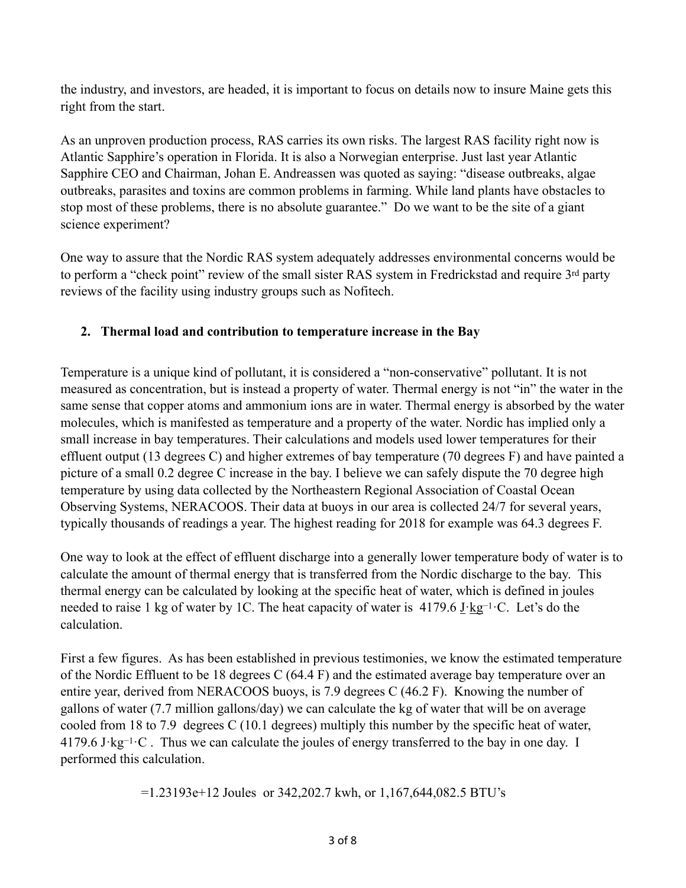the industry, and investors, are headed, it is important to focus on details now to insure Maine gets this right from the start.

As an unproven production process, RAS carries its own risks. The largest RAS facility right now is Atlantic Sapphire's operation in Florida. It is also a Norwegian enterprise. Just last year Atlantic Sapphire CEO and Chairman, Johan E. Andreassen was quoted as saying: "disease outbreaks, algae outbreaks, parasites and toxins are common problems in farming. While land plants have obstacles to stop most of these problems, there is no absolute guarantee." Do we want to be the site of a giant science experiment?

One way to assure that the Nordic RAS system adequately addresses environmental concerns would be to perform a "check point" review of the small sister RAS system in Fredrickstad and require 3rd party reviews of the facility using industry groups such as Nofitech.

## 2. Thermal load and contribution to temperature increase in the Bay

Temperature is a unique kind of pollutant, it is considered a "non-conservative" pollutant. It is not measured as concentration, but is instead a property of water. Thermal energy is not "in" the water in the same sense that copper atoms and ammonium ions are in water. Thermal energy is absorbed by the water molecules, which is manifested as temperature and a property of the water. Nordic has implied only a small increase in bay temperatures. Their calculations and models used lower temperatures for their effluent output (13 degrees C) and higher extremes of bay temperature (70 degrees F) and have painted a picture of a small 0.2 degree C increase in the bay. I believe we can safely dispute the 70 degree high temperature by using data collected by the Northeastern Regional Association of Coastal Ocean Observing Systems, NERACOOS. Their data at buoys in our area is collected 24/7 for several years, typically thousands of readings a year. The highest reading for 2018 for example was 64.3 degrees F.

One way to look at the effect of effluent discharge into a generally lower temperature body of water is to calculate the amount of thermal energy that is transferred from the Nordic discharge to the bay. This thermal energy can be calculated by looking at the specific heat of water, which is defined in joules needed to raise 1 kg of water by 1C. The heat capacity of water is 4179.6 $J \cdot kg^{-1} \cdot C$. Let's do the calculation.

First a few figures. As has been established in previous testimonies, we know the estimated temperature of the Nordic Effluent to be 18 degrees C (64.4 F) and the estimated average bay temperature over an entire year, derived from NERACOOS buoys, is 7.9 degrees C (46.2 F). Knowing the number of gallons of water (7.7 million gallons/day) we can calculate the kg of water that will be on average cooled from 18 to 7.9 degrees C (10.1 degrees) multiply this number by the specific heat of water, 4179.6 $J \cdot kg^{-1} \cdot C$. Thus we can calculate the joules of energy transferred to the bay in one day. I performed this calculation.

=1.23193e+12 Joules or 342,202.7 kwh, or 1,167,644,082.5 BTU's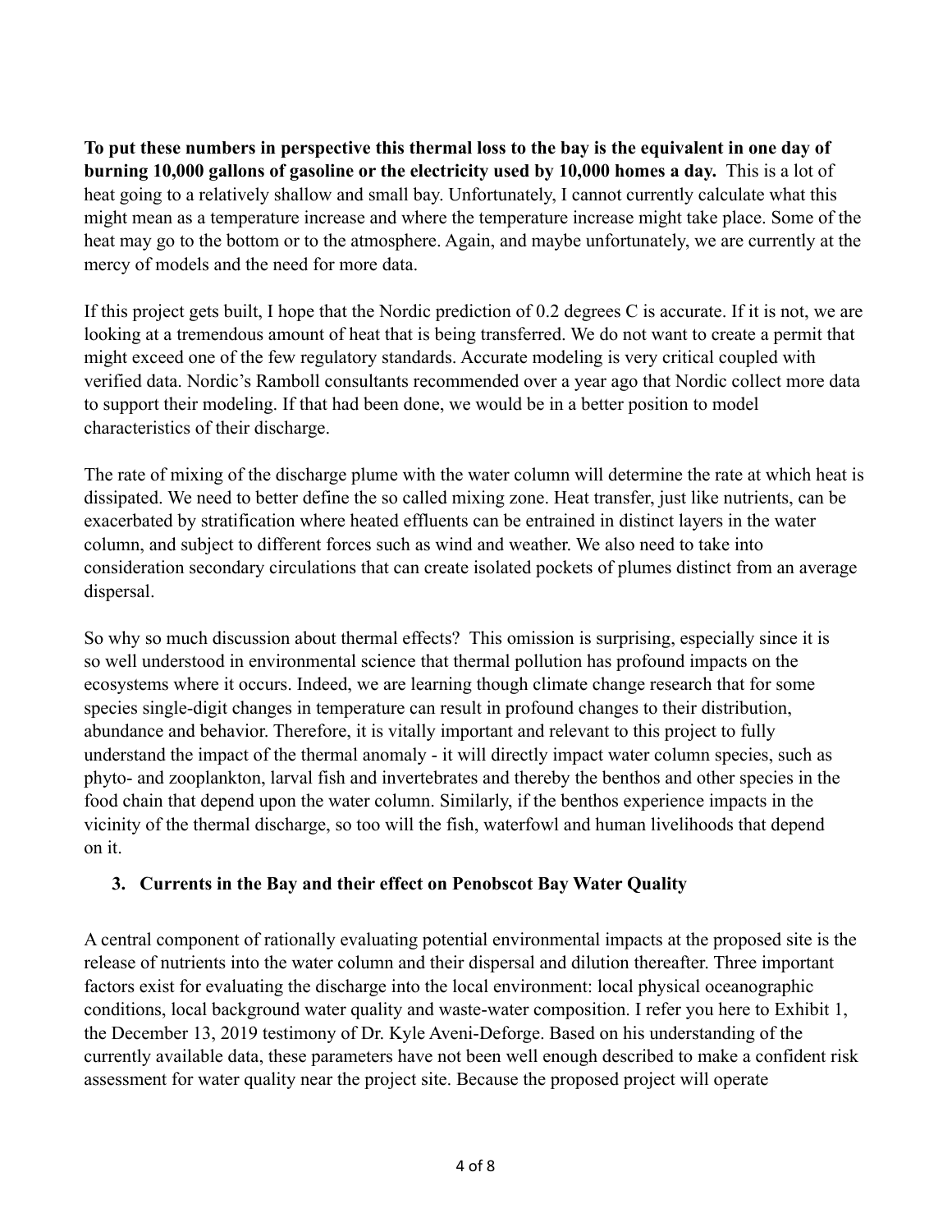**To put these numbers in perspective this thermal loss to the bay is the equivalent in one day of burning 10,000 gallons of gasoline or the electricity used by 10,000 homes a day.** This is a lot of heat going to a relatively shallow and small bay. Unfortunately, I cannot currently calculate what this might mean as a temperature increase and where the temperature increase might take place. Some of the heat may go to the bottom or to the atmosphere. Again, and maybe unfortunately, we are currently at the mercy of models and the need for more data.

If this project gets built, I hope that the Nordic prediction of 0.2 degrees C is accurate. If it is not, we are looking at a tremendous amount of heat that is being transferred. We do not want to create a permit that might exceed one of the few regulatory standards. Accurate modeling is very critical coupled with verified data. Nordic's Ramboll consultants recommended over a year ago that Nordic collect more data to support their modeling. If that had been done, we would be in a better position to model characteristics of their discharge.

The rate of mixing of the discharge plume with the water column will determine the rate at which heat is dissipated. We need to better define the so called mixing zone. Heat transfer, just like nutrients, can be exacerbated by stratification where heated effluents can be entrained in distinct layers in the water column, and subject to different forces such as wind and weather. We also need to take into consideration secondary circulations that can create isolated pockets of plumes distinct from an average dispersal.

So why so much discussion about thermal effects? This omission is surprising, especially since it is so well understood in environmental science that thermal pollution has profound impacts on the ecosystems where it occurs. Indeed, we are learning though climate change research that for some species single-digit changes in temperature can result in profound changes to their distribution, abundance and behavior. Therefore, it is vitally important and relevant to this project to fully understand the impact of the thermal anomaly - it will directly impact water column species, such as phyto- and zooplankton, larval fish and invertebrates and thereby the benthos and other species in the food chain that depend upon the water column. Similarly, if the benthos experience impacts in the vicinity of the thermal discharge, so too will the fish, waterfowl and human livelihoods that depend on it.

### 3. Currents in the Bay and their effect on Penobscot Bay Water Quality

A central component of rationally evaluating potential environmental impacts at the proposed site is the release of nutrients into the water column and their dispersal and dilution thereafter. Three important factors exist for evaluating the discharge into the local environment: local physical oceanographic conditions, local background water quality and waste-water composition. I refer you here to Exhibit 1, the December 13, 2019 testimony of Dr. Kyle Aveni-Deforge. Based on his understanding of the currently available data, these parameters have not been well enough described to make a confident risk assessment for water quality near the project site. Because the proposed project will operate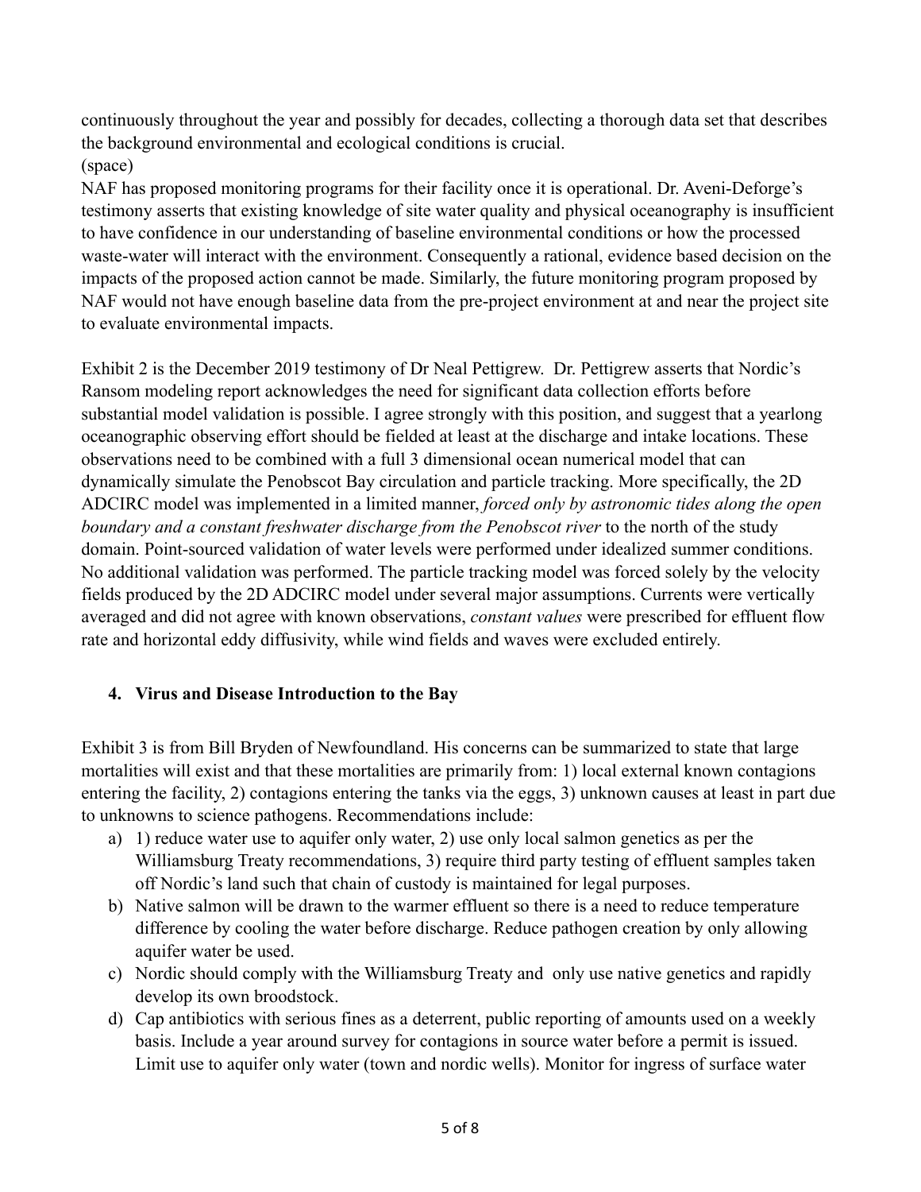continuously throughout the year and possibly for decades, collecting a thorough data set that describes the background environmental and ecological conditions is crucial.
(space)
NAF has proposed monitoring programs for their facility once it is operational. Dr. Aveni-Deforge's testimony asserts that existing knowledge of site water quality and physical oceanography is insufficient to have confidence in our understanding of baseline environmental conditions or how the processed waste-water will interact with the environment. Consequently a rational, evidence based decision on the impacts of the proposed action cannot be made. Similarly, the future monitoring program proposed by NAF would not have enough baseline data from the pre-project environment at and near the project site to evaluate environmental impacts.

Exhibit 2 is the December 2019 testimony of Dr Neal Pettigrew. Dr. Pettigrew asserts that Nordic's Ransom modeling report acknowledges the need for significant data collection efforts before substantial model validation is possible. I agree strongly with this position, and suggest that a yearlong oceanographic observing effort should be fielded at least at the discharge and intake locations. These observations need to be combined with a full 3 dimensional ocean numerical model that can dynamically simulate the Penobscot Bay circulation and particle tracking. More specifically, the 2D ADCIRC model was implemented in a limited manner, *forced only by astronomic tides along the open boundary and a constant freshwater discharge from the Penobscot river* to the north of the study domain. Point-sourced validation of water levels were performed under idealized summer conditions. No additional validation was performed. The particle tracking model was forced solely by the velocity fields produced by the 2D ADCIRC model under several major assumptions. Currents were vertically averaged and did not agree with known observations, *constant values* were prescribed for effluent flow rate and horizontal eddy diffusivity, while wind fields and waves were excluded entirely.

## 4. Virus and Disease Introduction to the Bay

Exhibit 3 is from Bill Bryden of Newfoundland. His concerns can be summarized to state that large mortalities will exist and that these mortalities are primarily from: 1) local external known contagions entering the facility, 2) contagions entering the tanks via the eggs, 3) unknown causes at least in part due to unknowns to science pathogens. Recommendations include:

a) 1) reduce water use to aquifer only water, 2) use only local salmon genetics as per the Williamsburg Treaty recommendations, 3) require third party testing of effluent samples taken off Nordic's land such that chain of custody is maintained for legal purposes.
b) Native salmon will be drawn to the warmer effluent so there is a need to reduce temperature difference by cooling the water before discharge. Reduce pathogen creation by only allowing aquifer water be used.
c) Nordic should comply with the Williamsburg Treaty and only use native genetics and rapidly develop its own broodstock.
d) Cap antibiotics with serious fines as a deterrent, public reporting of amounts used on a weekly basis. Include a year around survey for contagions in source water before a permit is issued. Limit use to aquifer only water (town and nordic wells). Monitor for ingress of surface water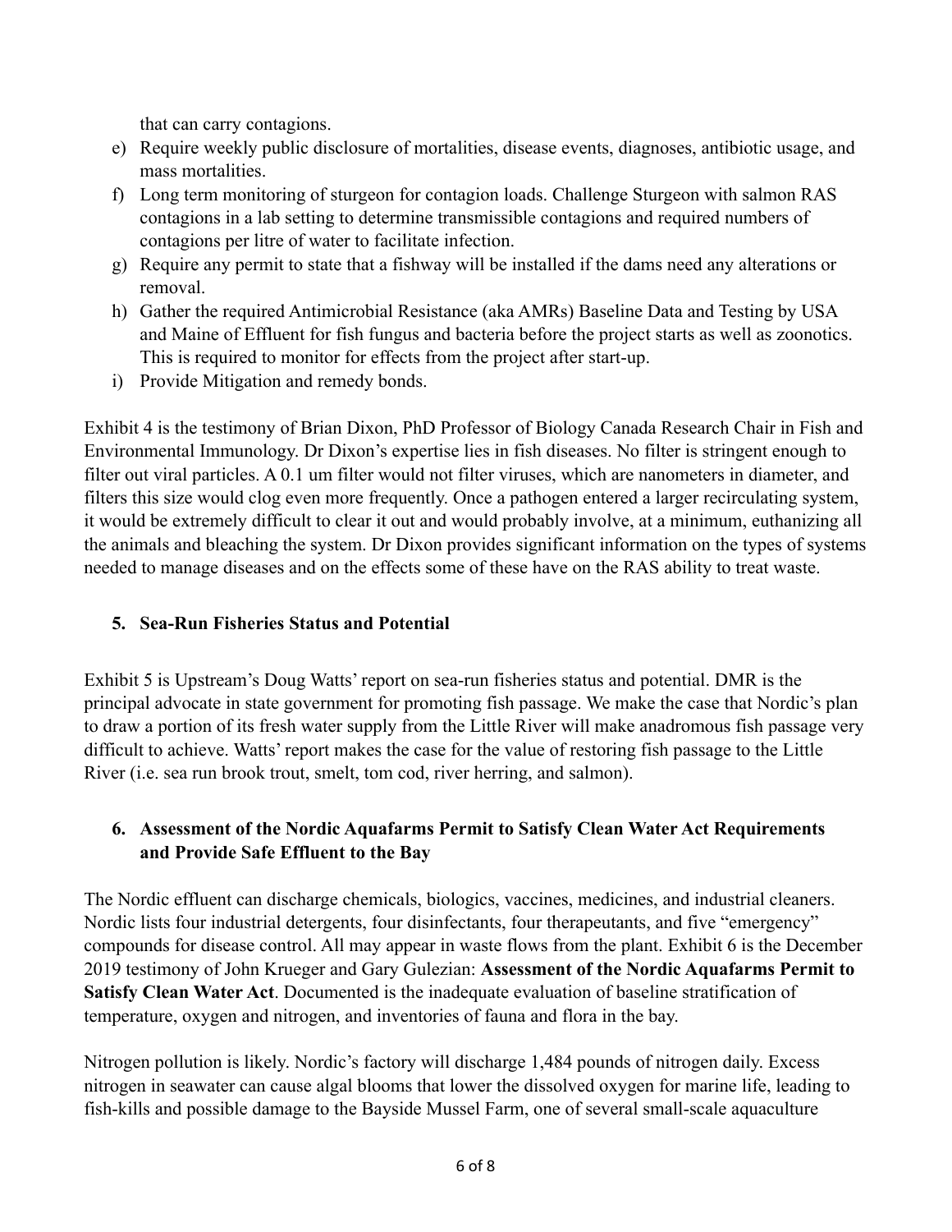that can carry contagions.

e) Require weekly public disclosure of mortalities, disease events, diagnoses, antibiotic usage, and mass mortalities.
f) Long term monitoring of sturgeon for contagion loads. Challenge Sturgeon with salmon RAS contagions in a lab setting to determine transmissible contagions and required numbers of contagions per litre of water to facilitate infection.
g) Require any permit to state that a fishway will be installed if the dams need any alterations or removal.
h) Gather the required Antimicrobial Resistance (aka AMRs) Baseline Data and Testing by USA and Maine of Effluent for fish fungus and bacteria before the project starts as well as zoonotics. This is required to monitor for effects from the project after start-up.
i) Provide Mitigation and remedy bonds.

Exhibit 4 is the testimony of Brian Dixon, PhD Professor of Biology Canada Research Chair in Fish and Environmental Immunology. Dr Dixon's expertise lies in fish diseases. No filter is stringent enough to filter out viral particles. A 0.1 um filter would not filter viruses, which are nanometers in diameter, and filters this size would clog even more frequently. Once a pathogen entered a larger recirculating system, it would be extremely difficult to clear it out and would probably involve, at a minimum, euthanizing all the animals and bleaching the system. Dr Dixon provides significant information on the types of systems needed to manage diseases and on the effects some of these have on the RAS ability to treat waste.

### 5. Sea-Run Fisheries Status and Potential

Exhibit 5 is Upstream's Doug Watts' report on sea-run fisheries status and potential. DMR is the principal advocate in state government for promoting fish passage. We make the case that Nordic's plan to draw a portion of its fresh water supply from the Little River will make anadromous fish passage very difficult to achieve. Watts' report makes the case for the value of restoring fish passage to the Little River (i.e. sea run brook trout, smelt, tom cod, river herring, and salmon).

### 6. Assessment of the Nordic Aquafarms Permit to Satisfy Clean Water Act Requirements and Provide Safe Effluent to the Bay

The Nordic effluent can discharge chemicals, biologics, vaccines, medicines, and industrial cleaners. Nordic lists four industrial detergents, four disinfectants, four therapeutants, and five "emergency" compounds for disease control. All may appear in waste flows from the plant. Exhibit 6 is the December 2019 testimony of John Krueger and Gary Gulezian: **Assessment of the Nordic Aquafarms Permit to Satisfy Clean Water Act**. Documented is the inadequate evaluation of baseline stratification of temperature, oxygen and nitrogen, and inventories of fauna and flora in the bay.

Nitrogen pollution is likely. Nordic's factory will discharge 1,484 pounds of nitrogen daily. Excess nitrogen in seawater can cause algal blooms that lower the dissolved oxygen for marine life, leading to fish-kills and possible damage to the Bayside Mussel Farm, one of several small-scale aquaculture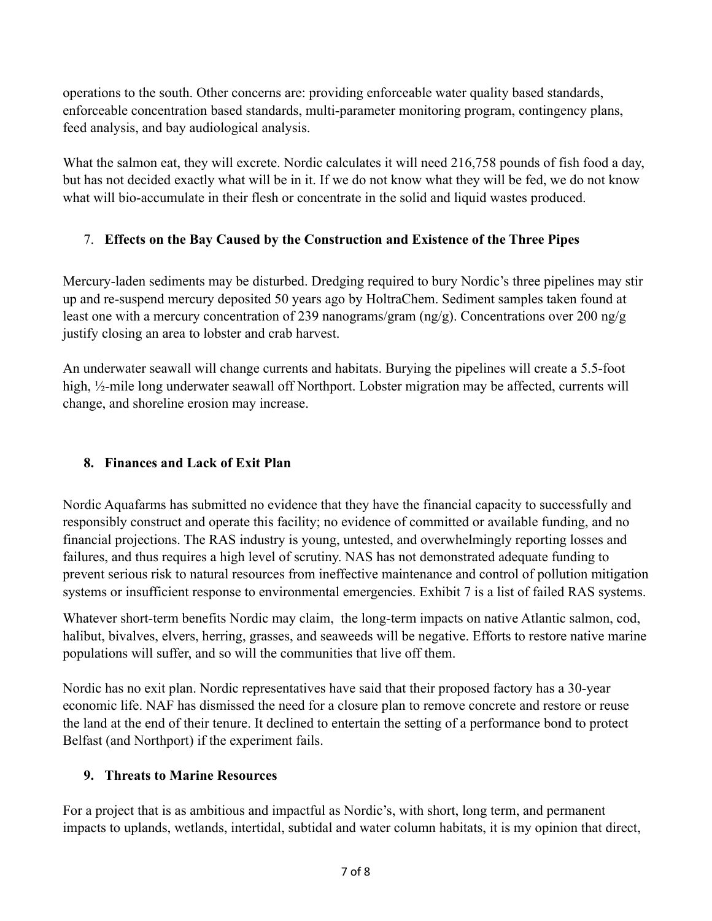operations to the south. Other concerns are: providing enforceable water quality based standards, enforceable concentration based standards, multi-parameter monitoring program, contingency plans, feed analysis, and bay audiological analysis.

What the salmon eat, they will excrete. Nordic calculates it will need 216,758 pounds of fish food a day, but has not decided exactly what will be in it. If we do not know what they will be fed, we do not know what will bio-accumulate in their flesh or concentrate in the solid and liquid wastes produced.

## 7. Effects on the Bay Caused by the Construction and Existence of the Three Pipes

Mercury-laden sediments may be disturbed. Dredging required to bury Nordic's three pipelines may stir up and re-suspend mercury deposited 50 years ago by HoltraChem. Sediment samples taken found at least one with a mercury concentration of 239 nanograms/gram (ng/g). Concentrations over 200 ng/g justify closing an area to lobster and crab harvest.

An underwater seawall will change currents and habitats. Burying the pipelines will create a 5.5-foot high, ½-mile long underwater seawall off Northport. Lobster migration may be affected, currents will change, and shoreline erosion may increase.

## 8. Finances and Lack of Exit Plan

Nordic Aquafarms has submitted no evidence that they have the financial capacity to successfully and responsibly construct and operate this facility; no evidence of committed or available funding, and no financial projections. The RAS industry is young, untested, and overwhelmingly reporting losses and failures, and thus requires a high level of scrutiny. NAS has not demonstrated adequate funding to prevent serious risk to natural resources from ineffective maintenance and control of pollution mitigation systems or insufficient response to environmental emergencies. Exhibit 7 is a list of failed RAS systems.

Whatever short-term benefits Nordic may claim, the long-term impacts on native Atlantic salmon, cod, halibut, bivalves, elvers, herring, grasses, and seaweeds will be negative. Efforts to restore native marine populations will suffer, and so will the communities that live off them.

Nordic has no exit plan. Nordic representatives have said that their proposed factory has a 30-year economic life. NAF has dismissed the need for a closure plan to remove concrete and restore or reuse the land at the end of their tenure. It declined to entertain the setting of a performance bond to protect Belfast (and Northport) if the experiment fails.

## 9. Threats to Marine Resources

For a project that is as ambitious and impactful as Nordic's, with short, long term, and permanent impacts to uplands, wetlands, intertidal, subtidal and water column habitats, it is my opinion that direct,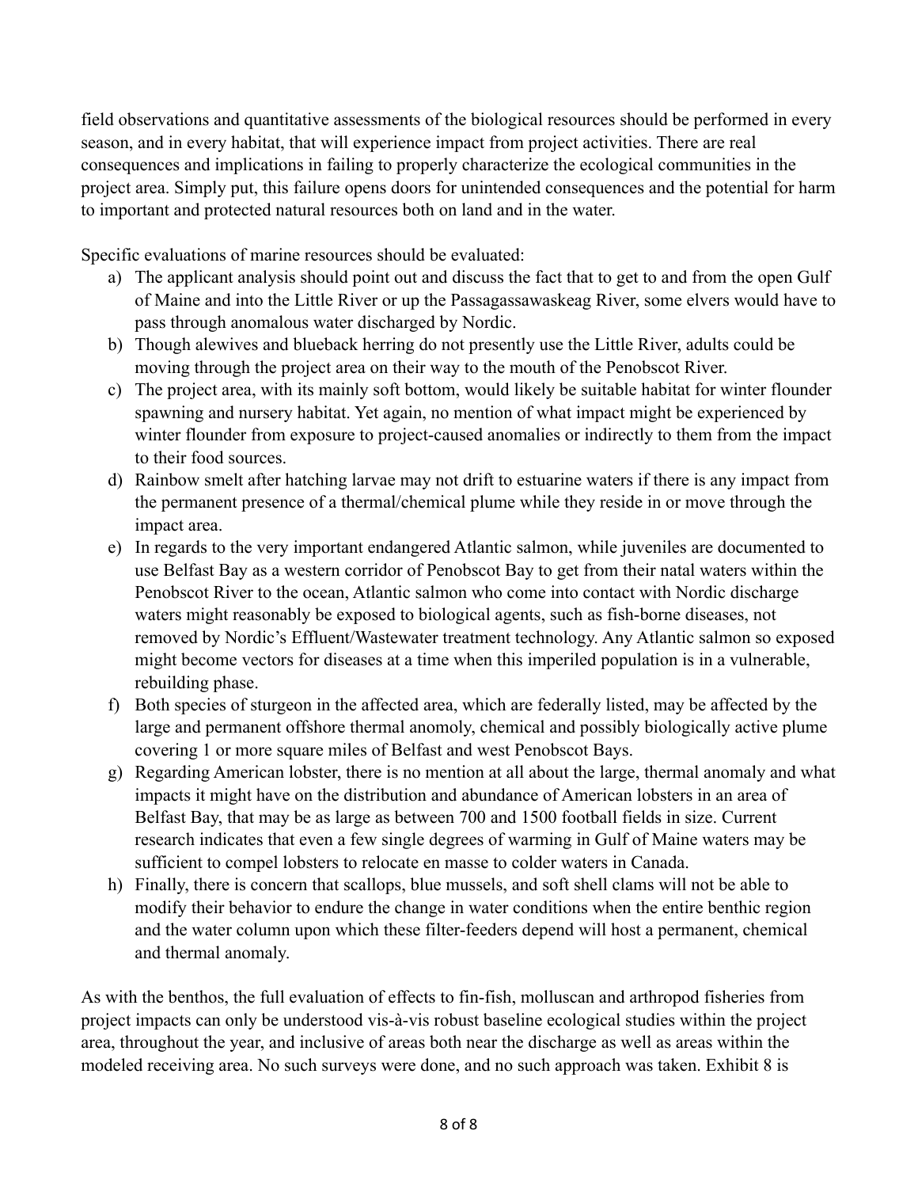field observations and quantitative assessments of the biological resources should be performed in every season, and in every habitat, that will experience impact from project activities. There are real consequences and implications in failing to properly characterize the ecological communities in the project area. Simply put, this failure opens doors for unintended consequences and the potential for harm to important and protected natural resources both on land and in the water.

Specific evaluations of marine resources should be evaluated:

a) The applicant analysis should point out and discuss the fact that to get to and from the open Gulf of Maine and into the Little River or up the Passagassawaskeag River, some elvers would have to pass through anomalous water discharged by Nordic.
b) Though alewives and blueback herring do not presently use the Little River, adults could be moving through the project area on their way to the mouth of the Penobscot River.
c) The project area, with its mainly soft bottom, would likely be suitable habitat for winter flounder spawning and nursery habitat. Yet again, no mention of what impact might be experienced by winter flounder from exposure to project-caused anomalies or indirectly to them from the impact to their food sources.
d) Rainbow smelt after hatching larvae may not drift to estuarine waters if there is any impact from the permanent presence of a thermal/chemical plume while they reside in or move through the impact area.
e) In regards to the very important endangered Atlantic salmon, while juveniles are documented to use Belfast Bay as a western corridor of Penobscot Bay to get from their natal waters within the Penobscot River to the ocean, Atlantic salmon who come into contact with Nordic discharge waters might reasonably be exposed to biological agents, such as fish-borne diseases, not removed by Nordic's Effluent/Wastewater treatment technology. Any Atlantic salmon so exposed might become vectors for diseases at a time when this imperiled population is in a vulnerable, rebuilding phase.
f) Both species of sturgeon in the affected area, which are federally listed, may be affected by the large and permanent offshore thermal anomoly, chemical and possibly biologically active plume covering 1 or more square miles of Belfast and west Penobscot Bays.
g) Regarding American lobster, there is no mention at all about the large, thermal anomaly and what impacts it might have on the distribution and abundance of American lobsters in an area of Belfast Bay, that may be as large as between 700 and 1500 football fields in size. Current research indicates that even a few single degrees of warming in Gulf of Maine waters may be sufficient to compel lobsters to relocate en masse to colder waters in Canada.
h) Finally, there is concern that scallops, blue mussels, and soft shell clams will not be able to modify their behavior to endure the change in water conditions when the entire benthic region and the water column upon which these filter-feeders depend will host a permanent, chemical and thermal anomaly.

As with the benthos, the full evaluation of effects to fin-fish, molluscan and arthropod fisheries from project impacts can only be understood vis-à-vis robust baseline ecological studies within the project area, throughout the year, and inclusive of areas both near the discharge as well as areas within the modeled receiving area. No such surveys were done, and no such approach was taken. Exhibit 8 is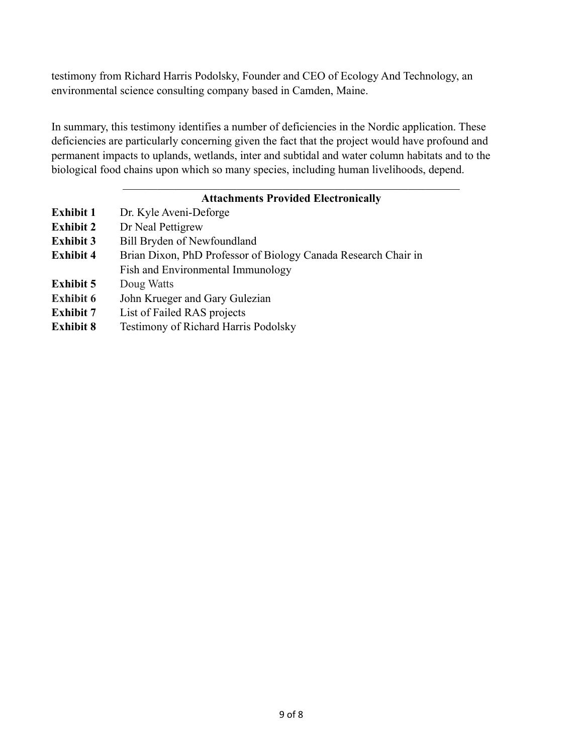testimony from Richard Harris Podolsky, Founder and CEO of Ecology And Technology, an environmental science consulting company based in Camden, Maine.

In summary, this testimony identifies a number of deficiencies in the Nordic application. These deficiencies are particularly concerning given the fact that the project would have profound and permanent impacts to uplands, wetlands, inter and subtidal and water column habitats and to the biological food chains upon which so many species, including human livelihoods, depend.

---

**Attachments Provided Electronically**

| | |
|---|---|
| **Exhibit 1** | Dr. Kyle Aveni-Deforge |
| **Exhibit 2** | Dr Neal Pettigrew |
| **Exhibit 3** | Bill Bryden of Newfoundland |
| **Exhibit 4** | Brian Dixon, PhD Professor of Biology Canada Research Chair in Fish and Environmental Immunology |
| **Exhibit 5** | Doug Watts |
| **Exhibit 6** | John Krueger and Gary Gulezian |
| **Exhibit 7** | List of Failed RAS projects |
| **Exhibit 8** | Testimony of Richard Harris Podolsky |